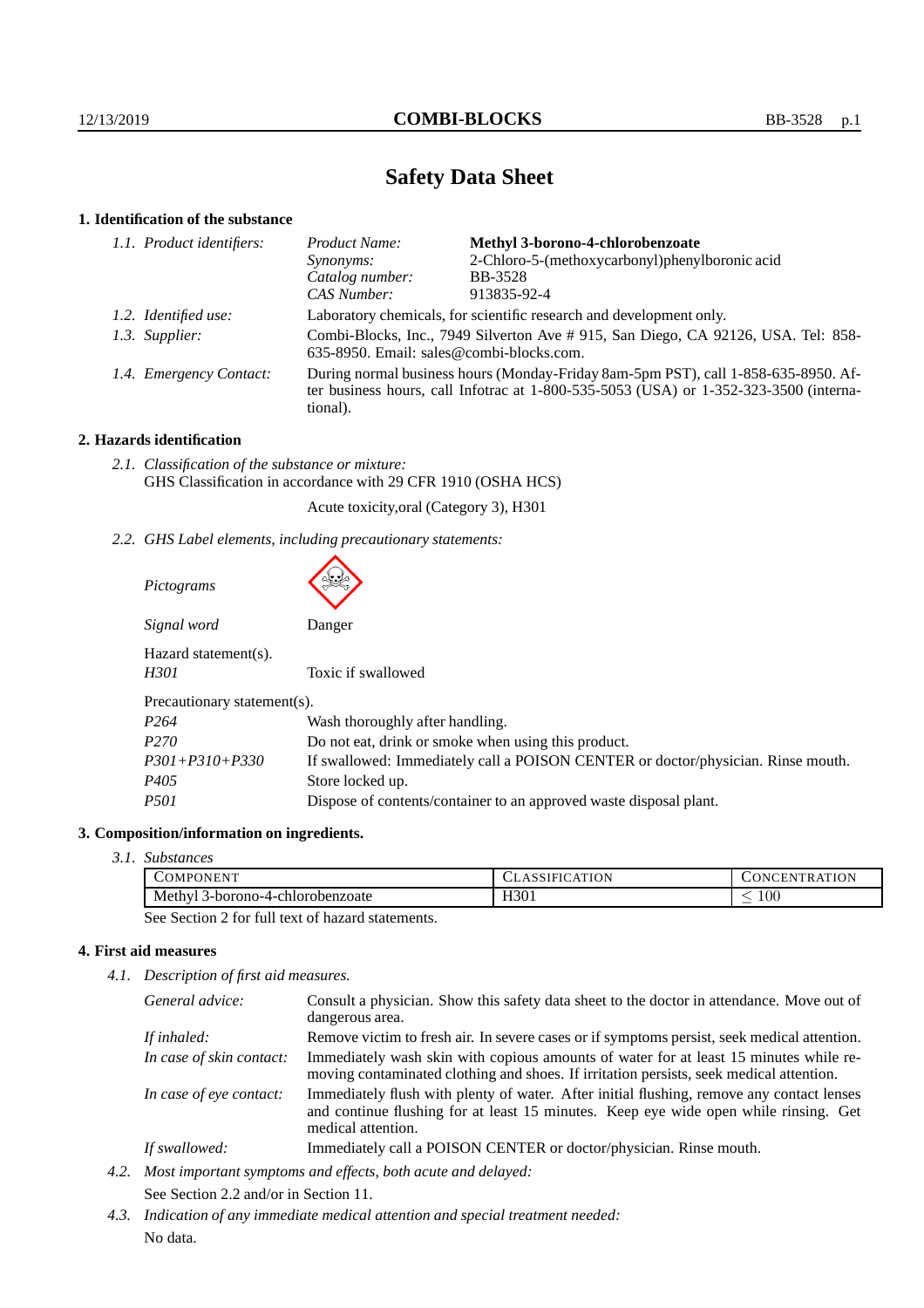# Safety Data Sheet

## 1. Identification of the substance

*1.1. Product identifiers:*

| | |
|---|---|
| *Product Name:* | **Methyl 3-borono-4-chlorobenzoate** |
| *Synonyms:* | 2-Chloro-5-(methoxycarbonyl)phenylboronic acid |
| *Catalog number:* | BB-3528 |
| *CAS Number:* | 913835-92-4 |

*1.2. Identified use:* Laboratory chemicals, for scientific research and development only.

*1.3. Supplier:* Combi-Blocks, Inc., 7949 Silverton Ave # 915, San Diego, CA 92126, USA. Tel: 858-635-8950. Email: sales@combi-blocks.com.

*1.4. Emergency Contact:* During normal business hours (Monday-Friday 8am-5pm PST), call 1-858-635-8950. After business hours, call Infotrac at 1-800-535-5053 (USA) or 1-352-323-3500 (international).

## 2. Hazards identification

*2.1. Classification of the substance or mixture:*
GHS Classification in accordance with 29 CFR 1910 (OSHA HCS)

Acute toxicity,oral (Category 3), H301

*2.2. GHS Label elements, including precautionary statements:*

*Pictograms*

*Signal word* Danger

Hazard statement(s).

| | |
|---|---|
| *H301* | Toxic if swallowed |

Precautionary statement(s).

| | |
|---|---|
| *P264* | Wash thoroughly after handling. |
| *P270* | Do not eat, drink or smoke when using this product. |
| *P301+P310+P330* | If swallowed: Immediately call a POISON CENTER or doctor/physician. Rinse mouth. |
| *P405* | Store locked up. |
| *P501* | Dispose of contents/container to an approved waste disposal plant. |

## 3. Composition/information on ingredients.

*3.1. Substances*

| COMPONENT | CLASSIFICATION | CONCENTRATION |
|---|---|---|
| Methyl 3-borono-4-chlorobenzoate | H301 | $\leq 100$ |

See Section 2 for full text of hazard statements.

## 4. First aid measures

*4.1. Description of first aid measures.*

| | |
|---|---|
| *General advice:* | Consult a physician. Show this safety data sheet to the doctor in attendance. Move out of dangerous area. |
| *If inhaled:* | Remove victim to fresh air. In severe cases or if symptoms persist, seek medical attention. |
| *In case of skin contact:* | Immediately wash skin with copious amounts of water for at least 15 minutes while removing contaminated clothing and shoes. If irritation persists, seek medical attention. |
| *In case of eye contact:* | Immediately flush with plenty of water. After initial flushing, remove any contact lenses and continue flushing for at least 15 minutes. Keep eye wide open while rinsing. Get medical attention. |
| *If swallowed:* | Immediately call a POISON CENTER or doctor/physician. Rinse mouth. |

*4.2. Most important symptoms and effects, both acute and delayed:*
See Section 2.2 and/or in Section 11.

*4.3. Indication of any immediate medical attention and special treatment needed:*
No data.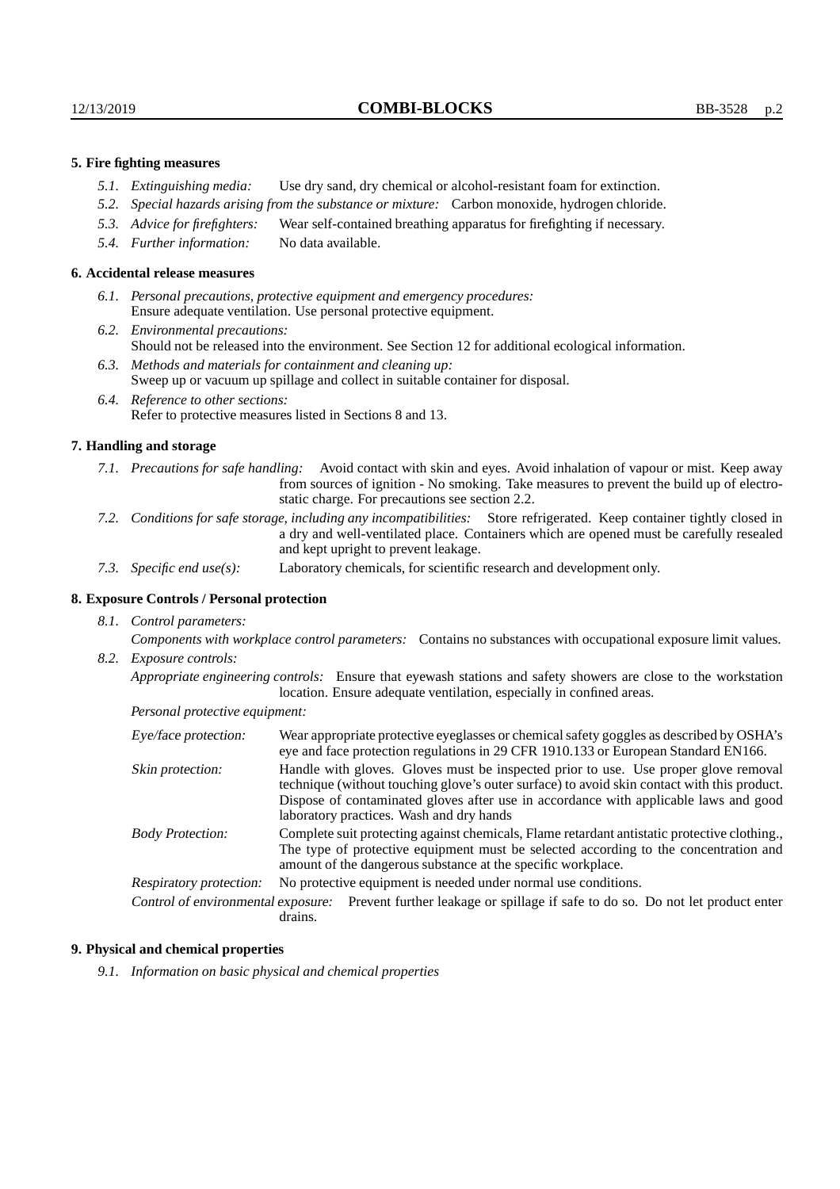### 5. Fire fighting measures

- *5.1. Extinguishing media:* Use dry sand, dry chemical or alcohol-resistant foam for extinction.
- *5.2. Special hazards arising from the substance or mixture:* Carbon monoxide, hydrogen chloride.
- *5.3. Advice for firefighters:* Wear self-contained breathing apparatus for firefighting if necessary.
- *5.4. Further information:* No data available.

### 6. Accidental release measures

- *6.1. Personal precautions, protective equipment and emergency procedures:* Ensure adequate ventilation. Use personal protective equipment.
- *6.2. Environmental precautions:* Should not be released into the environment. See Section 12 for additional ecological information.
- *6.3. Methods and materials for containment and cleaning up:* Sweep up or vacuum up spillage and collect in suitable container for disposal.
- *6.4. Reference to other sections:* Refer to protective measures listed in Sections 8 and 13.

### 7. Handling and storage

- *7.1. Precautions for safe handling:* Avoid contact with skin and eyes. Avoid inhalation of vapour or mist. Keep away from sources of ignition - No smoking. Take measures to prevent the build up of electrostatic charge. For precautions see section 2.2.
- *7.2. Conditions for safe storage, including any incompatibilities:* Store refrigerated. Keep container tightly closed in a dry and well-ventilated place. Containers which are opened must be carefully resealed and kept upright to prevent leakage.
- *7.3. Specific end use(s):* Laboratory chemicals, for scientific research and development only.

### 8. Exposure Controls / Personal protection

- *8.1. Control parameters:*

  *Components with workplace control parameters:* Contains no substances with occupational exposure limit values.
- *8.2. Exposure controls:*

  *Appropriate engineering controls:* Ensure that eyewash stations and safety showers are close to the workstation location. Ensure adequate ventilation, especially in confined areas.

  *Personal protective equipment:*

  *Eye/face protection:* Wear appropriate protective eyeglasses or chemical safety goggles as described by OSHA's eye and face protection regulations in 29 CFR 1910.133 or European Standard EN166.

  *Skin protection:* Handle with gloves. Gloves must be inspected prior to use. Use proper glove removal technique (without touching glove's outer surface) to avoid skin contact with this product. Dispose of contaminated gloves after use in accordance with applicable laws and good laboratory practices. Wash and dry hands

  *Body Protection:* Complete suit protecting against chemicals, Flame retardant antistatic protective clothing., The type of protective equipment must be selected according to the concentration and amount of the dangerous substance at the specific workplace.

  *Respiratory protection:* No protective equipment is needed under normal use conditions.

  *Control of environmental exposure:* Prevent further leakage or spillage if safe to do so. Do not let product enter drains.

### 9. Physical and chemical properties

- *9.1. Information on basic physical and chemical properties*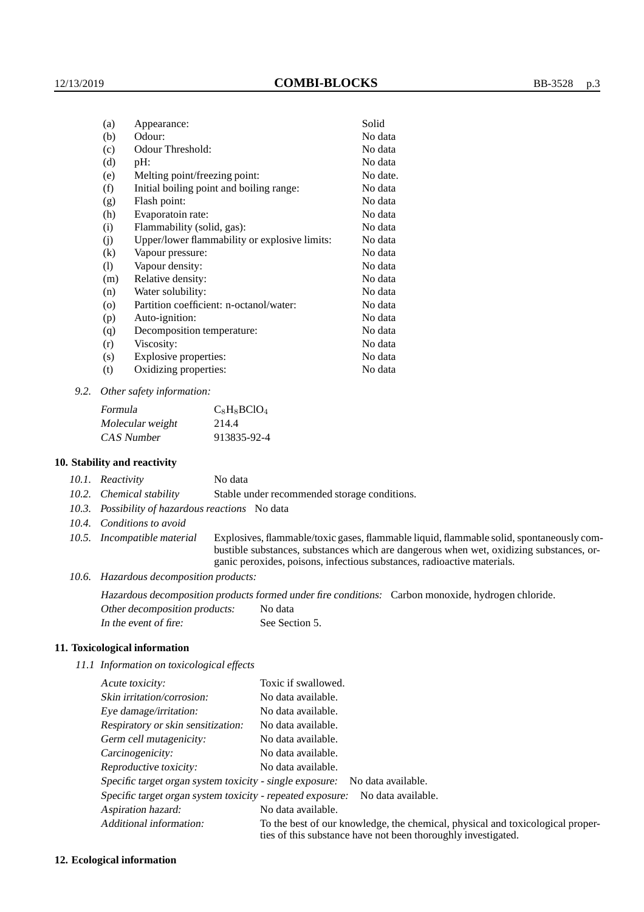| | | |
|---|---|---|
| (a) | Appearance: | Solid |
| (b) | Odour: | No data |
| (c) | Odour Threshold: | No data |
| (d) | pH: | No data |
| (e) | Melting point/freezing point: | No date. |
| (f) | Initial boiling point and boiling range: | No data |
| (g) | Flash point: | No data |
| (h) | Evaporatoin rate: | No data |
| (i) | Flammability (solid, gas): | No data |
| (j) | Upper/lower flammability or explosive limits: | No data |
| (k) | Vapour pressure: | No data |
| (l) | Vapour density: | No data |
| (m) | Relative density: | No data |
| (n) | Water solubility: | No data |
| (o) | Partition coefficient: n-octanol/water: | No data |
| (p) | Auto-ignition: | No data |
| (q) | Decomposition temperature: | No data |
| (r) | Viscosity: | No data |
| (s) | Explosive properties: | No data |
| (t) | Oxidizing properties: | No data |

9.2. *Other safety information:*

| | |
|---|---|
| *Formula* | $C_8H_8BClO_4$ |
| *Molecular weight* | 214.4 |
| *CAS Number* | 913835-92-4 |

## 10. Stability and reactivity

10.1. *Reactivity* No data

10.2. *Chemical stability* Stable under recommended storage conditions.

10.3. *Possibility of hazardous reactions* No data

10.4. *Conditions to avoid*

10.5. *Incompatible material* Explosives, flammable/toxic gases, flammable liquid, flammable solid, spontaneously combustible substances, substances which are dangerous when wet, oxidizing substances, organic peroxides, poisons, infectious substances, radioactive materials.

10.6. *Hazardous decomposition products:*

*Hazardous decomposition products formed under fire conditions:* Carbon monoxide, hydrogen chloride.

*Other decomposition products:* No data

*In the event of fire:* See Section 5.

## 11. Toxicological information

11.1 *Information on toxicological effects*

| | |
|---|---|
| *Acute toxicity:* | Toxic if swallowed. |
| *Skin irritation/corrosion:* | No data available. |
| *Eye damage/irritation:* | No data available. |
| *Respiratory or skin sensitization:* | No data available. |
| *Germ cell mutagenicity:* | No data available. |
| *Carcinogenicity:* | No data available. |
| *Reproductive toxicity:* | No data available. |
| *Specific target organ system toxicity - single exposure:* | No data available. |
| *Specific target organ system toxicity - repeated exposure:* | No data available. |
| *Aspiration hazard:* | No data available. |
| *Additional information:* | To the best of our knowledge, the chemical, physical and toxicological properties of this substance have not been thoroughly investigated. |

## 12. Ecological information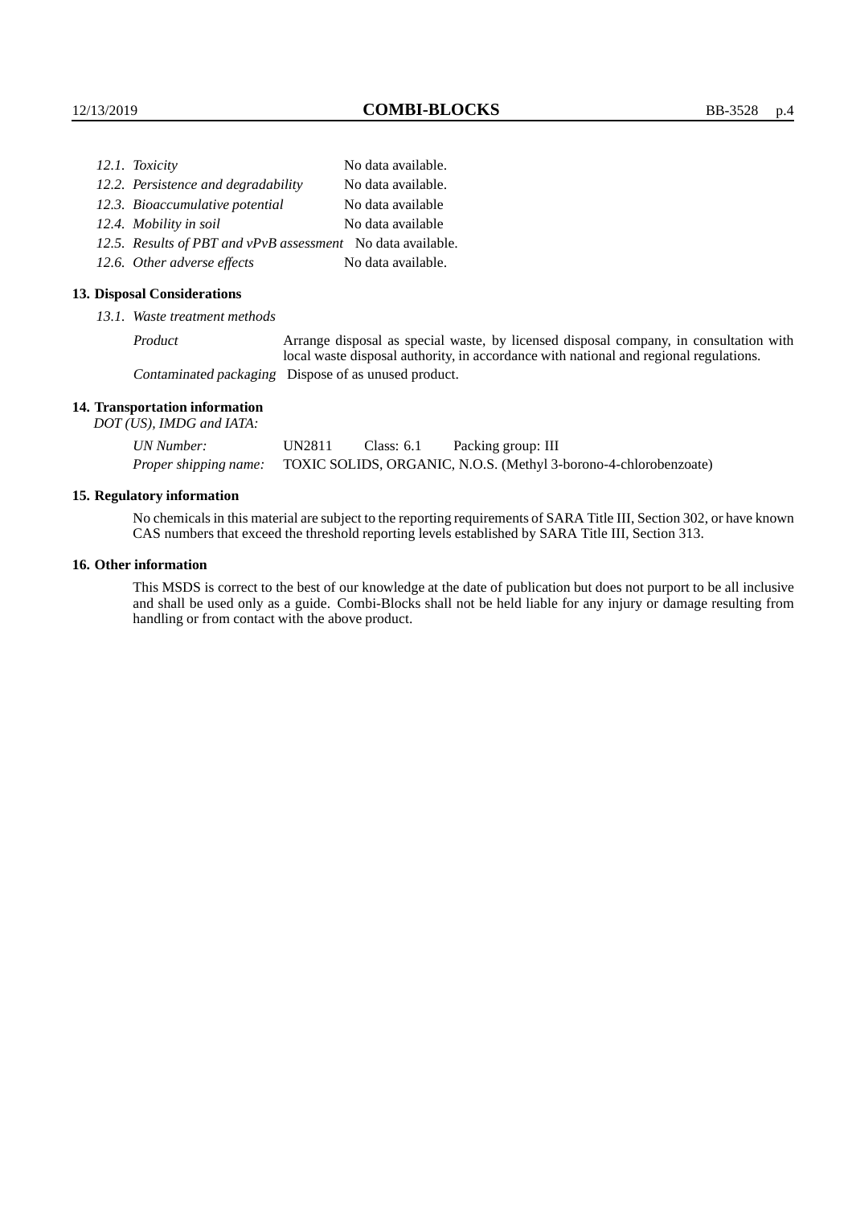*12.1. Toxicity* No data available.

*12.2. Persistence and degradability* No data available.

*12.3. Bioaccumulative potential* No data available

*12.4. Mobility in soil* No data available

*12.5. Results of PBT and vPvB assessment* No data available.

*12.6. Other adverse effects* No data available.

## 13. Disposal Considerations

*13.1. Waste treatment methods*

*Product* Arrange disposal as special waste, by licensed disposal company, in consultation with local waste disposal authority, in accordance with national and regional regulations.

*Contaminated packaging* Dispose of as unused product.

## 14. Transportation information

*DOT (US), IMDG and IATA:*

*UN Number:* UN2811 Class: 6.1 Packing group: III

*Proper shipping name:* TOXIC SOLIDS, ORGANIC, N.O.S. (Methyl 3-borono-4-chlorobenzoate)

## 15. Regulatory information

No chemicals in this material are subject to the reporting requirements of SARA Title III, Section 302, or have known CAS numbers that exceed the threshold reporting levels established by SARA Title III, Section 313.

## 16. Other information

This MSDS is correct to the best of our knowledge at the date of publication but does not purport to be all inclusive and shall be used only as a guide. Combi-Blocks shall not be held liable for any injury or damage resulting from handling or from contact with the above product.